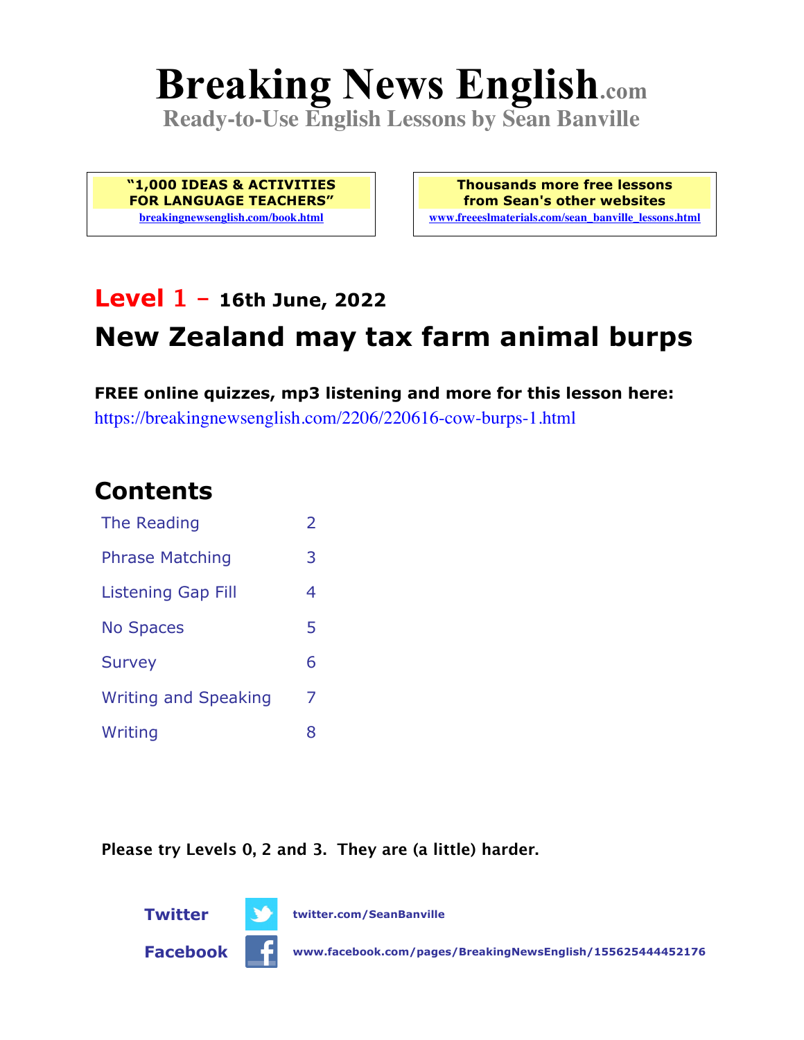# Breaking News English.com

**Ready-to-Use English Lessons by Sean Banville**

**"1,000 IDEAS & ACTIVITIES FOR LANGUAGE TEACHERS"**
breakingnewsenglish.com/book.html

**Thousands more free lessons from Sean's other websites**
www.freeeslmaterials.com/sean_banville_lessons.html

## Level 1 - 16th June, 2022

## New Zealand may tax farm animal burps

**FREE online quizzes, mp3 listening and more for this lesson here:**
https://breakingnewsenglish.com/2206/220616-cow-burps-1.html

## Contents

| | |
|---|---|
| The Reading | 2 |
| Phrase Matching | 3 |
| Listening Gap Fill | 4 |
| No Spaces | 5 |
| Survey | 6 |
| Writing and Speaking | 7 |
| Writing | 8 |

**Please try Levels 0, 2 and 3. They are (a little) harder.**

**Twitter** twitter.com/SeanBanville

**Facebook** www.facebook.com/pages/BreakingNewsEnglish/155625444452176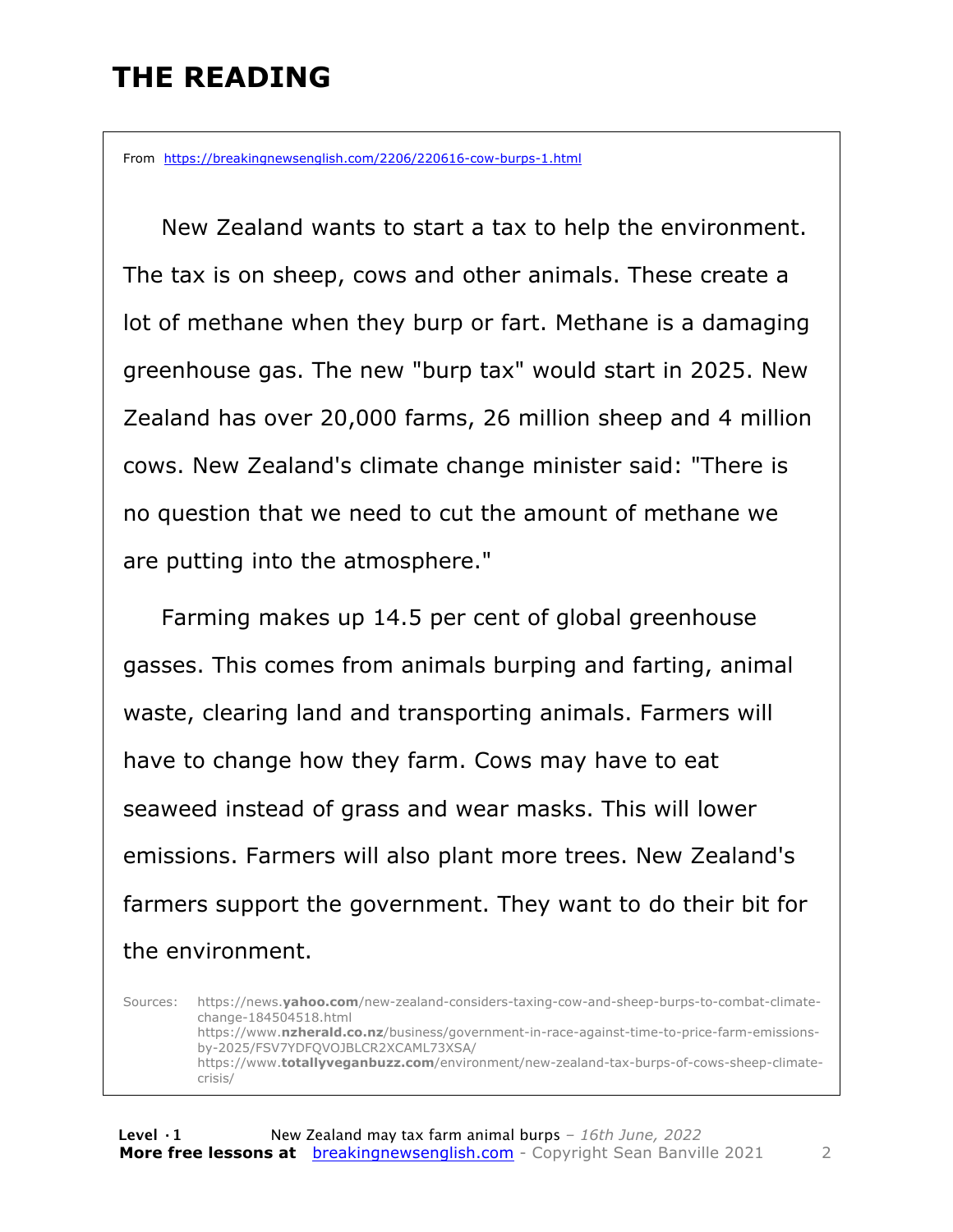# THE READING

From https://breakingnewsenglish.com/2206/220616-cow-burps-1.html

New Zealand wants to start a tax to help the environment. The tax is on sheep, cows and other animals. These create a lot of methane when they burp or fart. Methane is a damaging greenhouse gas. The new "burp tax" would start in 2025. New Zealand has over 20,000 farms, 26 million sheep and 4 million cows. New Zealand's climate change minister said: "There is no question that we need to cut the amount of methane we are putting into the atmosphere."

Farming makes up 14.5 per cent of global greenhouse gasses. This comes from animals burping and farting, animal waste, clearing land and transporting animals. Farmers will have to change how they farm. Cows may have to eat seaweed instead of grass and wear masks. This will lower emissions. Farmers will also plant more trees. New Zealand's farmers support the government. They want to do their bit for the environment.

Sources: https://news.yahoo.com/new-zealand-considers-taxing-cow-and-sheep-burps-to-combat-climate-change-184504518.html
https://www.nzherald.co.nz/business/government-in-race-against-time-to-price-farm-emissions-by-2025/FSV7YDFQVOJBLCR2XCAML73XSA/
https://www.totallyveganbuzz.com/environment/new-zealand-tax-burps-of-cows-sheep-climate-crisis/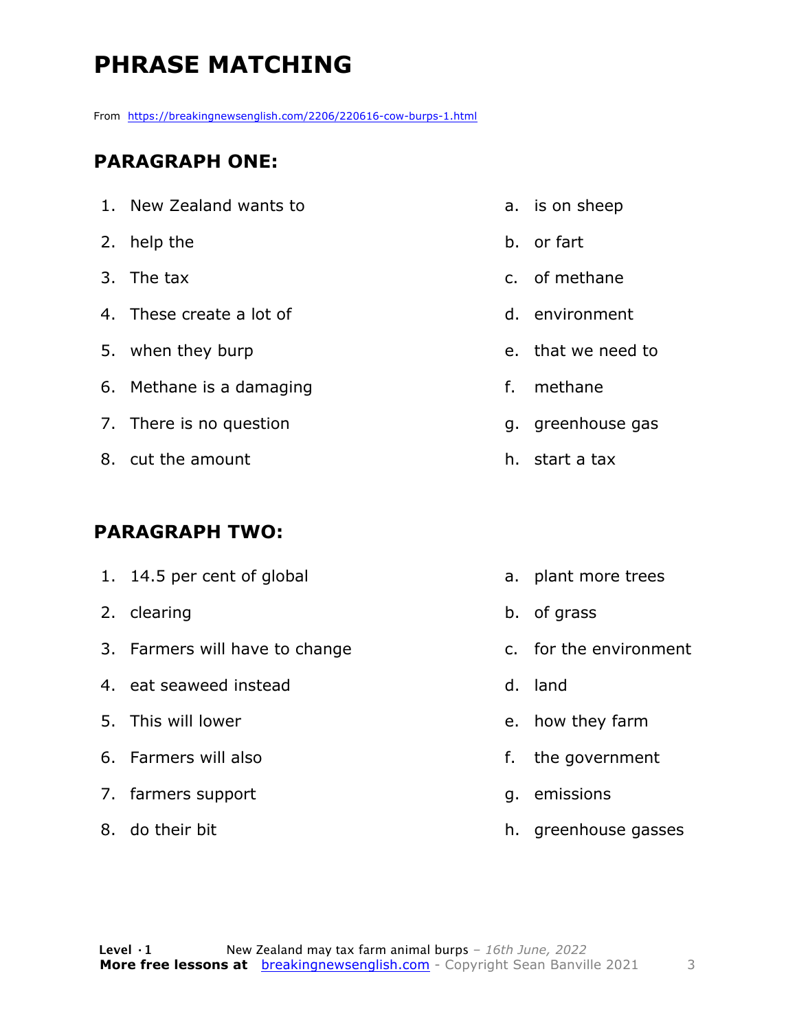# PHRASE MATCHING

From https://breakingnewsenglish.com/2206/220616-cow-burps-1.html

## PARAGRAPH ONE:

| | |
|---|---|
| 1. New Zealand wants to | a. is on sheep |
| 2. help the | b. or fart |
| 3. The tax | c. of methane |
| 4. These create a lot of | d. environment |
| 5. when they burp | e. that we need to |
| 6. Methane is a damaging | f. methane |
| 7. There is no question | g. greenhouse gas |
| 8. cut the amount | h. start a tax |

## PARAGRAPH TWO:

| | |
|---|---|
| 1. 14.5 per cent of global | a. plant more trees |
| 2. clearing | b. of grass |
| 3. Farmers will have to change | c. for the environment |
| 4. eat seaweed instead | d. land |
| 5. This will lower | e. how they farm |
| 6. Farmers will also | f. the government |
| 7. farmers support | g. emissions |
| 8. do their bit | h. greenhouse gasses |

**Level · 1** New Zealand may tax farm animal burps – *16th June, 2022*
**More free lessons at** breakingnewsenglish.com - Copyright Sean Banville 2021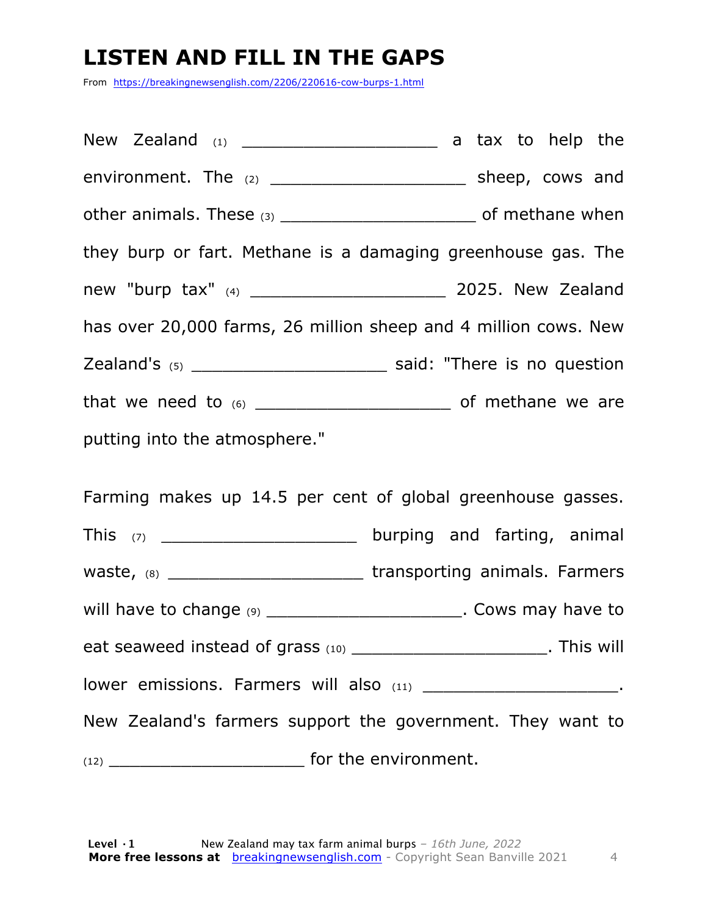# LISTEN AND FILL IN THE GAPS

From https://breakingnewsenglish.com/2206/220616-cow-burps-1.html

New Zealand (1) ____________________ a tax to help the environment. The (2) ____________________ sheep, cows and other animals. These (3) ____________________ of methane when they burp or fart. Methane is a damaging greenhouse gas. The new "burp tax" (4) ____________________ 2025. New Zealand has over 20,000 farms, 26 million sheep and 4 million cows. New Zealand's (5) ____________________ said: "There is no question that we need to (6) ____________________ of methane we are putting into the atmosphere."

Farming makes up 14.5 per cent of global greenhouse gasses. This (7) ____________________ burping and farting, animal waste, (8) ____________________ transporting animals. Farmers will have to change (9) ____________________. Cows may have to eat seaweed instead of grass (10) ____________________. This will lower emissions. Farmers will also (11) ____________________. New Zealand's farmers support the government. They want to (12) ____________________ for the environment.

**Level · 1** New Zealand may tax farm animal burps – *16th June, 2022*
**More free lessons at** breakingnewsenglish.com - Copyright Sean Banville 2021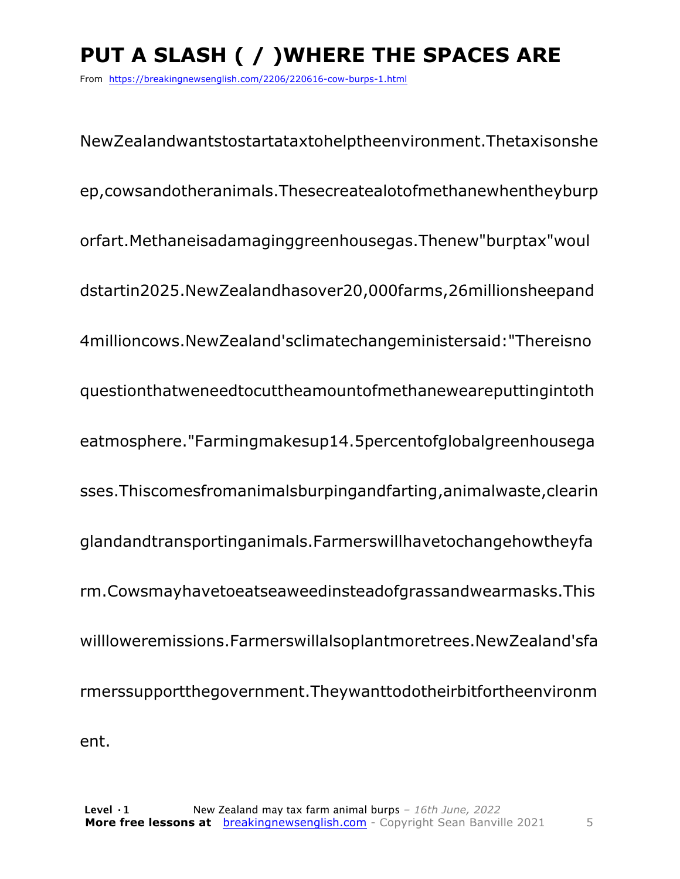# PUT A SLASH ( / )WHERE THE SPACES ARE

From https://breakingnewsenglish.com/2206/220616-cow-burps-1.html

NewZealandwantstostartataxtohelptheenvironment.Thetaxisonshe

ep,cowsandotheranimals.Thesecreatealotofmethanewhentheyburp

orfart.Methaneisadamaginggreenhousegas.Thenew"burptax"woul

dstartin2025.NewZealandhasover20,000farms,26millionsheepand

4millioncows.NewZealand'sclimatechangeministersaid:"Thereisno

questionthatweneedtocuttheamountofmethaneweareputtingintoth

eatmosphere."Farmingmakesup14.5percentofglobalgreenhousega

sses.Thiscomesfromanimalsburpingandfarting,animalwaste,clearin

glandandtransportinganimals.Farmerswillhavetochangehowtheyfa

rm.Cowsmayhavetoeatseaweedinsteadofgrassandwearmasks.This

willloweremissions.Farmerswillalsoplantmoretrees.NewZealand'sfa

rmerssupportthegovernment.Theywanttodotheirbitfortheenvironm

ent.

**Level · 1** New Zealand may tax farm animal burps – *16th June, 2022*
**More free lessons at** breakingnewsenglish.com - Copyright Sean Banville 2021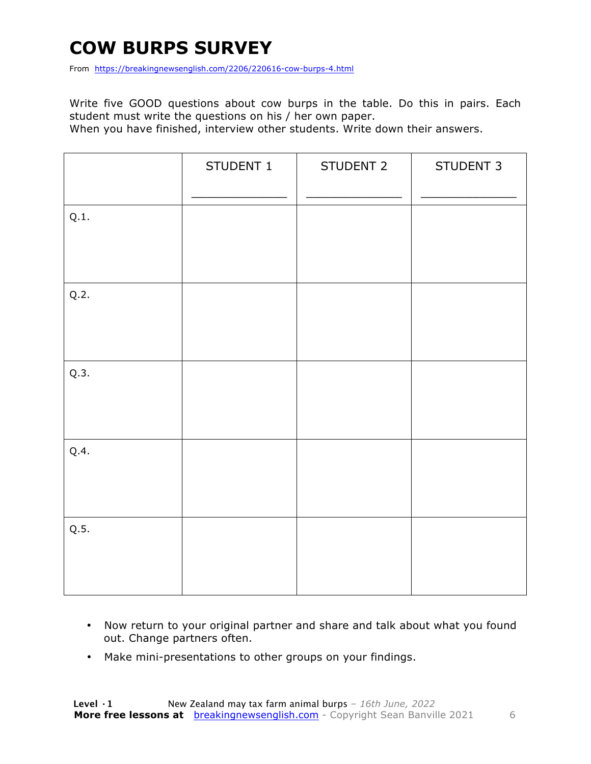# COW BURPS SURVEY

From https://breakingnewsenglish.com/2206/220616-cow-burps-4.html

Write five GOOD questions about cow burps in the table. Do this in pairs. Each student must write the questions on his / her own paper.
When you have finished, interview other students. Write down their answers.

| | STUDENT 1<br>_____________ | STUDENT 2<br>_____________ | STUDENT 3<br>_____________ |
|---|---|---|---|
| Q.1. | | | |
| Q.2. | | | |
| Q.3. | | | |
| Q.4. | | | |
| Q.5. | | | |

- Now return to your original partner and share and talk about what you found out. Change partners often.
- Make mini-presentations to other groups on your findings.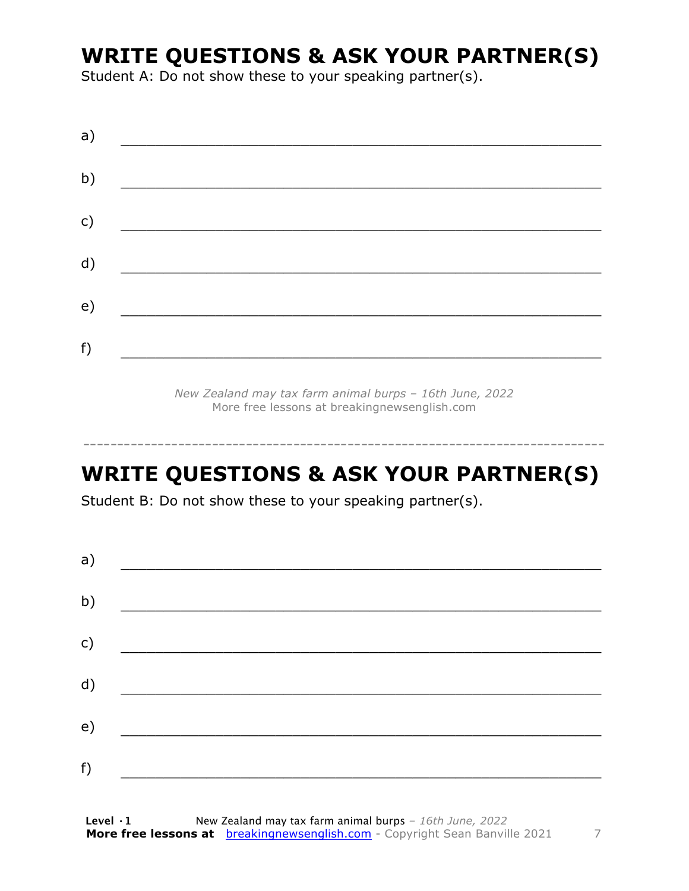# WRITE QUESTIONS & ASK YOUR PARTNER(S)

Student A: Do not show these to your speaking partner(s).

a) ___________________________________________________________

b) ___________________________________________________________

c) ___________________________________________________________

d) ___________________________________________________________

e) ___________________________________________________________

f) ___________________________________________________________

*New Zealand may tax farm animal burps – 16th June, 2022*
More free lessons at breakingnewsenglish.com

---

# WRITE QUESTIONS & ASK YOUR PARTNER(S)

Student B: Do not show these to your speaking partner(s).

a) ___________________________________________________________

b) ___________________________________________________________

c) ___________________________________________________________

d) ___________________________________________________________

e) ___________________________________________________________

f) ___________________________________________________________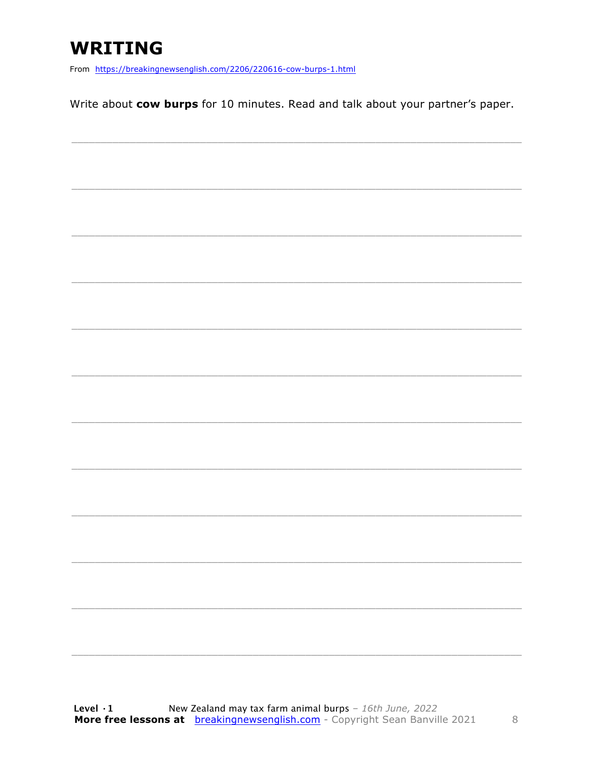# WRITING

From https://breakingnewsenglish.com/2206/220616-cow-burps-1.html

Write about **cow burps** for 10 minutes. Read and talk about your partner's paper.

___

___

___

___

___

___

___

___

___

___

___

___